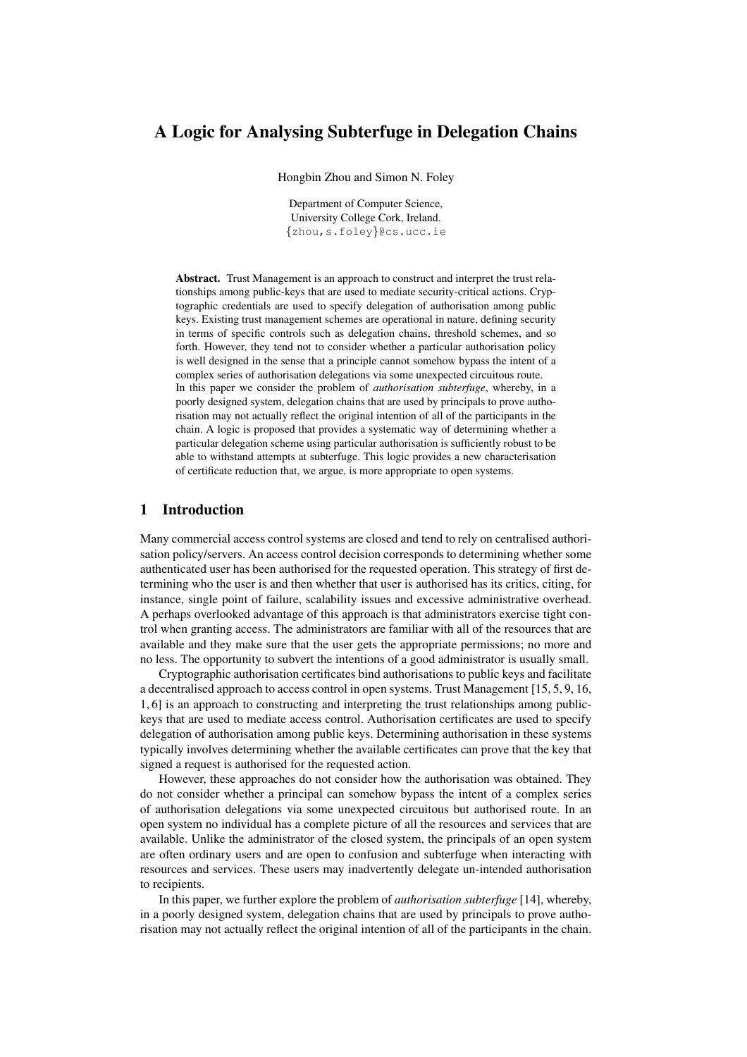# A Logic for Analysing Subterfuge in Delegation Chains

Hongbin Zhou and Simon N. Foley

Department of Computer Science,
University College Cork, Ireland.
{zhou,s.foley}@cs.ucc.ie

**Abstract.** Trust Management is an approach to construct and interpret the trust relationships among public-keys that are used to mediate security-critical actions. Cryptographic credentials are used to specify delegation of authorisation among public keys. Existing trust management schemes are operational in nature, defining security in terms of specific controls such as delegation chains, threshold schemes, and so forth. However, they tend not to consider whether a particular authorisation policy is well designed in the sense that a principle cannot somehow bypass the intent of a complex series of authorisation delegations via some unexpected circuitous route.
In this paper we consider the problem of *authorisation subterfuge*, whereby, in a poorly designed system, delegation chains that are used by principals to prove authorisation may not actually reflect the original intention of all of the participants in the chain. A logic is proposed that provides a systematic way of determining whether a particular delegation scheme using particular authorisation is sufficiently robust to be able to withstand attempts at subterfuge. This logic provides a new characterisation of certificate reduction that, we argue, is more appropriate to open systems.

## 1 Introduction

Many commercial access control systems are closed and tend to rely on centralised authorisation policy/servers. An access control decision corresponds to determining whether some authenticated user has been authorised for the requested operation. This strategy of first determining who the user is and then whether that user is authorised has its critics, citing, for instance, single point of failure, scalability issues and excessive administrative overhead. A perhaps overlooked advantage of this approach is that administrators exercise tight control when granting access. The administrators are familiar with all of the resources that are available and they make sure that the user gets the appropriate permissions; no more and no less. The opportunity to subvert the intentions of a good administrator is usually small.

Cryptographic authorisation certificates bind authorisations to public keys and facilitate a decentralised approach to access control in open systems. Trust Management [15, 5, 9, 16, 1, 6] is an approach to constructing and interpreting the trust relationships among public-keys that are used to mediate access control. Authorisation certificates are used to specify delegation of authorisation among public keys. Determining authorisation in these systems typically involves determining whether the available certificates can prove that the key that signed a request is authorised for the requested action.

However, these approaches do not consider how the authorisation was obtained. They do not consider whether a principal can somehow bypass the intent of a complex series of authorisation delegations via some unexpected circuitous but authorised route. In an open system no individual has a complete picture of all the resources and services that are available. Unlike the administrator of the closed system, the principals of an open system are often ordinary users and are open to confusion and subterfuge when interacting with resources and services. These users may inadvertently delegate un-intended authorisation to recipients.

In this paper, we further explore the problem of *authorisation subterfuge* [14], whereby, in a poorly designed system, delegation chains that are used by principals to prove authorisation may not actually reflect the original intention of all of the participants in the chain.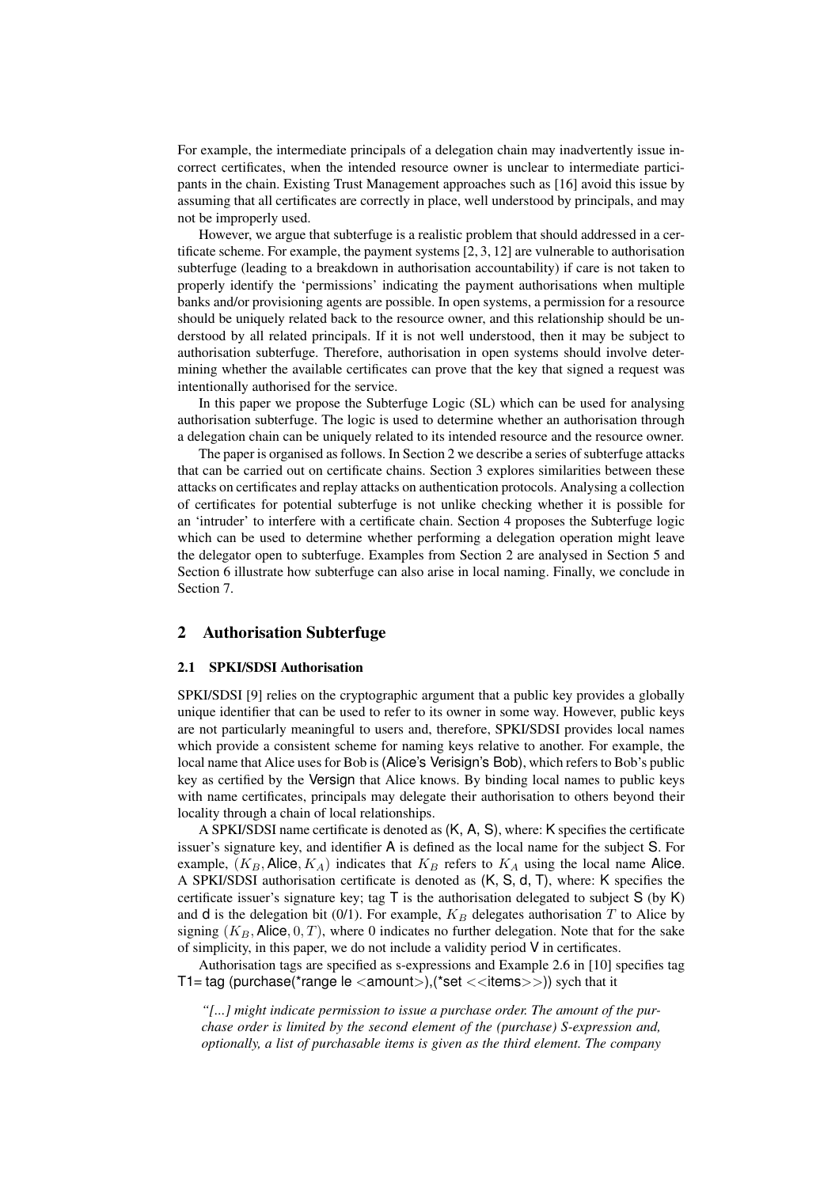For example, the intermediate principals of a delegation chain may inadvertently issue incorrect certificates, when the intended resource owner is unclear to intermediate participants in the chain. Existing Trust Management approaches such as [16] avoid this issue by assuming that all certificates are correctly in place, well understood by principals, and may not be improperly used.

However, we argue that subterfuge is a realistic problem that should addressed in a certificate scheme. For example, the payment systems [2, 3, 12] are vulnerable to authorisation subterfuge (leading to a breakdown in authorisation accountability) if care is not taken to properly identify the 'permissions' indicating the payment authorisations when multiple banks and/or provisioning agents are possible. In open systems, a permission for a resource should be uniquely related back to the resource owner, and this relationship should be understood by all related principals. If it is not well understood, then it may be subject to authorisation subterfuge. Therefore, authorisation in open systems should involve determining whether the available certificates can prove that the key that signed a request was intentionally authorised for the service.

In this paper we propose the Subterfuge Logic (SL) which can be used for analysing authorisation subterfuge. The logic is used to determine whether an authorisation through a delegation chain can be uniquely related to its intended resource and the resource owner.

The paper is organised as follows. In Section 2 we describe a series of subterfuge attacks that can be carried out on certificate chains. Section 3 explores similarities between these attacks on certificates and replay attacks on authentication protocols. Analysing a collection of certificates for potential subterfuge is not unlike checking whether it is possible for an 'intruder' to interfere with a certificate chain. Section 4 proposes the Subterfuge logic which can be used to determine whether performing a delegation operation might leave the delegator open to subterfuge. Examples from Section 2 are analysed in Section 5 and Section 6 illustrate how subterfuge can also arise in local naming. Finally, we conclude in Section 7.

## 2 Authorisation Subterfuge

### 2.1 SPKI/SDSI Authorisation

SPKI/SDSI [9] relies on the cryptographic argument that a public key provides a globally unique identifier that can be used to refer to its owner in some way. However, public keys are not particularly meaningful to users and, therefore, SPKI/SDSI provides local names which provide a consistent scheme for naming keys relative to another. For example, the local name that Alice uses for Bob is (Alice's Verisign's Bob), which refers to Bob's public key as certified by the Versign that Alice knows. By binding local names to public keys with name certificates, principals may delegate their authorisation to others beyond their locality through a chain of local relationships.

A SPKI/SDSI name certificate is denoted as (K, A, S), where: K specifies the certificate issuer's signature key, and identifier A is defined as the local name for the subject S. For example, $(K_B, \mathsf{Alice}, K_A)$ indicates that $K_B$ refers to $K_A$ using the local name Alice. A SPKI/SDSI authorisation certificate is denoted as (K, S, d, T), where: K specifies the certificate issuer's signature key; tag T is the authorisation delegated to subject S (by K) and d is the delegation bit (0/1). For example, $K_B$ delegates authorisation $T$ to Alice by signing $(K_B, \mathsf{Alice}, 0, T)$, where 0 indicates no further delegation. Note that for the sake of simplicity, in this paper, we do not include a validity period V in certificates.

Authorisation tags are specified as s-expressions and Example 2.6 in [10] specifies tag T1= tag (purchase(*range le <amount>),(*set <<items>>)) sych that it

> *"[...] might indicate permission to issue a purchase order. The amount of the purchase order is limited by the second element of the (purchase) S-expression and, optionally, a list of purchasable items is given as the third element. The company*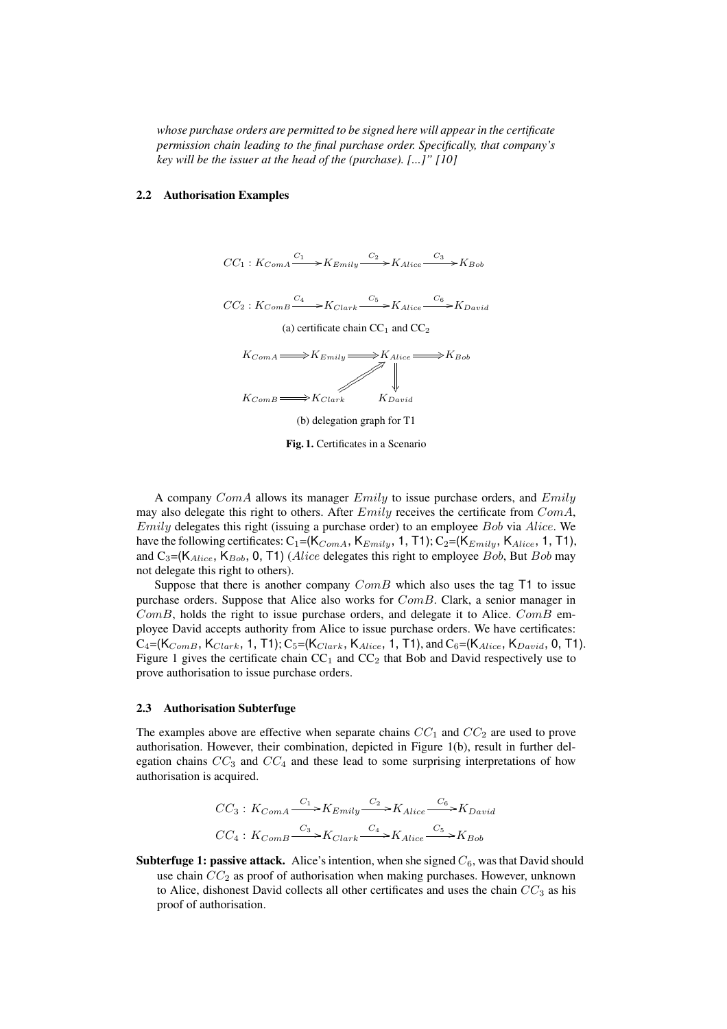*whose purchase orders are permitted to be signed here will appear in the certificate permission chain leading to the final purchase order. Specifically, that company's key will be the issuer at the head of the (purchase). [...]" [10]*

### 2.2 Authorisation Examples

$$CC_1 : K_{ComA} \xrightarrow{C_1} K_{Emily} \xrightarrow{C_2} K_{Alice} \xrightarrow{C_3} K_{Bob}$$

$$CC_2 : K_{ComB} \xrightarrow{C_4} K_{Clark} \xrightarrow{C_5} K_{Alice} \xrightarrow{C_6} K_{David}$$

(a) certificate chain $\text{CC}_1$ and $\text{CC}_2$

$$K_{ComA} \Longrightarrow K_{Emily} \Longrightarrow K_{Alice} \Longrightarrow K_{Bob}$$

$$K_{ComB} \Longrightarrow K_{Clark} \Longrightarrow K_{Alice} \Longrightarrow K_{David}$$

(b) delegation graph for T1

**Fig. 1.** Certificates in a Scenario

A company $ComA$ allows its manager $Emily$ to issue purchase orders, and $Emily$ may also delegate this right to others. After $Emily$ receives the certificate from $ComA$, $Emily$ delegates this right (issuing a purchase order) to an employee $Bob$ via $Alice$. We have the following certificates: $\text{C}_1$=($\text{K}_{ComA}$, $\text{K}_{Emily}$, 1, T1); $\text{C}_2$=($\text{K}_{Emily}$, $\text{K}_{Alice}$, 1, T1), and $\text{C}_3$=($\text{K}_{Alice}$, $\text{K}_{Bob}$, 0, T1) ($Alice$ delegates this right to employee $Bob$, But $Bob$ may not delegate this right to others).

Suppose that there is another company $ComB$ which also uses the tag T1 to issue purchase orders. Suppose that Alice also works for $ComB$. Clark, a senior manager in $ComB$, holds the right to issue purchase orders, and delegate it to Alice. $ComB$ employee David accepts authority from Alice to issue purchase orders. We have certificates: $\text{C}_4$=($\text{K}_{ComB}$, $\text{K}_{Clark}$, 1, T1); $\text{C}_5$=($\text{K}_{Clark}$, $\text{K}_{Alice}$, 1, T1), and $\text{C}_6$=($\text{K}_{Alice}$, $\text{K}_{David}$, 0, T1). Figure 1 gives the certificate chain $\text{CC}_1$ and $\text{CC}_2$ that Bob and David respectively use to prove authorisation to issue purchase orders.

### 2.3 Authorisation Subterfuge

The examples above are effective when separate chains $CC_1$ and $CC_2$ are used to prove authorisation. However, their combination, depicted in Figure 1(b), result in further delegation chains $CC_3$ and $CC_4$ and these lead to some surprising interpretations of how authorisation is acquired.

$$CC_3 : K_{ComA} \xrightarrow{C_1} K_{Emily} \xrightarrow{C_2} K_{Alice} \xrightarrow{C_6} K_{David}$$

$$CC_4 : K_{ComB} \xrightarrow{C_3} K_{Clark} \xrightarrow{C_4} K_{Alice} \xrightarrow{C_5} K_{Bob}$$

**Subterfuge 1: passive attack.** $Alice$'s intention, when she signed $C_6$, was that David should use chain $CC_2$ as proof of authorisation when making purchases. However, unknown to Alice, dishonest David collects all other certificates and uses the chain $CC_3$ as his proof of authorisation.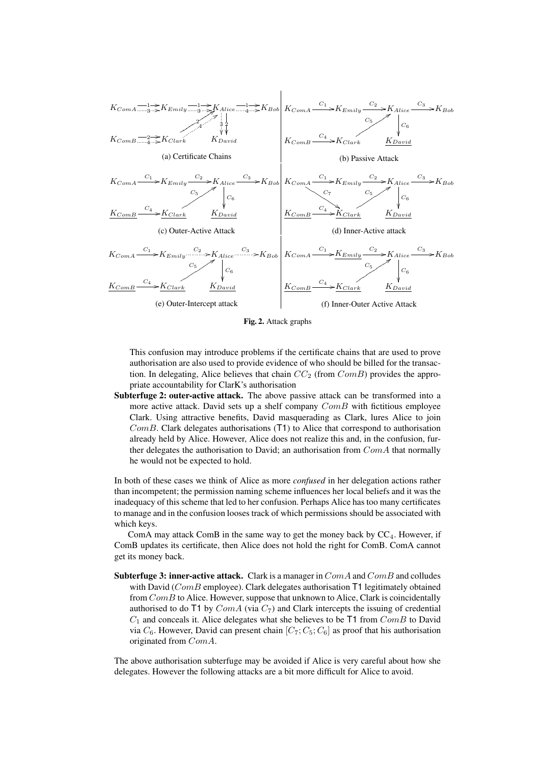**Fig. 2.** Attack graphs

This confusion may introduce problems if the certificate chains that are used to prove authorisation are also used to provide evidence of who should be billed for the transaction. In delegating, Alice believes that chain $CC_2$ (from $ComB$) provides the appropriate accountability for ClarK's authorisation

**Subterfuge 2: outer-active attack.** The above passive attack can be transformed into a more active attack. David sets up a shelf company $ComB$ with fictitious employee Clark. Using attractive benefits, David masquerading as Clark, lures Alice to join $ComB$. Clark delegates authorisations (T1) to Alice that correspond to authorisation already held by Alice. However, Alice does not realize this and, in the confusion, further delegates the authorisation to David; an authorisation from $ComA$ that normally he would not be expected to hold.

In both of these cases we think of Alice as more *confused* in her delegation actions rather than incompetent; the permission naming scheme influences her local beliefs and it was the inadequacy of this scheme that led to her confusion. Perhaps Alice has too many certificates to manage and in the confusion looses track of which permissions should be associated with which keys.

ComA may attack ComB in the same way to get the money back by $CC_4$. However, if ComB updates its certificate, then Alice does not hold the right for ComB. ComA cannot get its money back.

**Subterfuge 3: inner-active attack.** Clark is a manager in $ComA$ and $ComB$ and colludes with David ($ComB$ employee). Clark delegates authorisation T1 legitimately obtained from $ComB$ to Alice. However, suppose that unknown to Alice, Clark is coincidentally authorised to do T1 by $ComA$ (via $C_7$) and Clark intercepts the issuing of credential $C_1$ and conceals it. Alice delegates what she believes to be T1 from $ComB$ to David via $C_6$. However, David can present chain $[C_7; C_5; C_6]$ as proof that his authorisation originated from $ComA$.

The above authorisation subterfuge may be avoided if Alice is very careful about how she delegates. However the following attacks are a bit more difficult for Alice to avoid.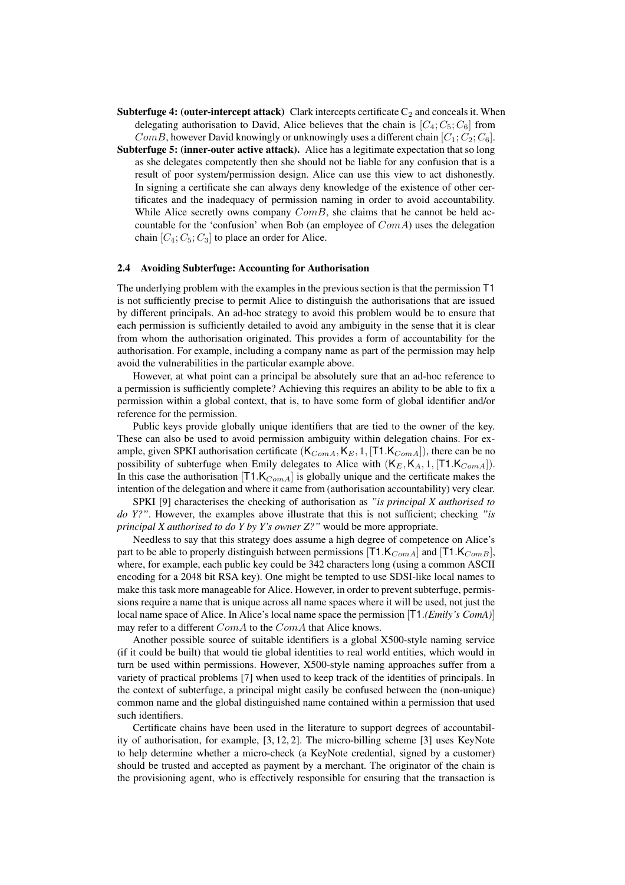**Subterfuge 4: (outer-intercept attack)** Clark intercepts certificate $C_2$ and conceals it. When delegating authorisation to David, Alice believes that the chain is $[C_4; C_5; C_6]$ from $ComB$, however David knowingly or unknowingly uses a different chain $[C_1; C_2; C_6]$.

**Subterfuge 5: (inner-outer active attack).** Alice has a legitimate expectation that so long as she delegates competently then she should not be liable for any confusion that is a result of poor system/permission design. Alice can use this view to act dishonestly. In signing a certificate she can always deny knowledge of the existence of other certificates and the inadequacy of permission naming in order to avoid accountability. While Alice secretly owns company $ComB$, she claims that he cannot be held accountable for the 'confusion' when Bob (an employee of $ComA$) uses the delegation chain $[C_4; C_5; C_3]$ to place an order for Alice.

### 2.4 Avoiding Subterfuge: Accounting for Authorisation

The underlying problem with the examples in the previous section is that the permission T1 is not sufficiently precise to permit Alice to distinguish the authorisations that are issued by different principals. An ad-hoc strategy to avoid this problem would be to ensure that each permission is sufficiently detailed to avoid any ambiguity in the sense that it is clear from whom the authorisation originated. This provides a form of accountability for the authorisation. For example, including a company name as part of the permission may help avoid the vulnerabilities in the particular example above.

However, at what point can a principal be absolutely sure that an ad-hoc reference to a permission is sufficiently complete? Achieving this requires an ability to be able to fix a permission within a global context, that is, to have some form of global identifier and/or reference for the permission.

Public keys provide globally unique identifiers that are tied to the owner of the key. These can also be used to avoid permission ambiguity within delegation chains. For example, given SPKI authorisation certificate $(\mathsf{K}_{ComA}, \mathsf{K}_E, 1, [\mathsf{T1}.\mathsf{K}_{ComA}])$, there can be no possibility of subterfuge when Emily delegates to Alice with $(\mathsf{K}_E, \mathsf{K}_A, 1, [\mathsf{T1}.\mathsf{K}_{ComA}])$. In this case the authorisation $[\mathsf{T1}.\mathsf{K}_{ComA}]$ is globally unique and the certificate makes the intention of the delegation and where it came from (authorisation accountability) very clear.

SPKI [9] characterises the checking of authorisation as *"is principal X authorised to do Y?"*. However, the examples above illustrate that this is not sufficient; checking *"is principal X authorised to do Y by Y's owner Z?"* would be more appropriate.

Needless to say that this strategy does assume a high degree of competence on Alice's part to be able to properly distinguish between permissions $[\mathsf{T1}.\mathsf{K}_{ComA}]$ and $[\mathsf{T1}.\mathsf{K}_{ComB}]$, where, for example, each public key could be 342 characters long (using a common ASCII encoding for a 2048 bit RSA key). One might be tempted to use SDSI-like local names to make this task more manageable for Alice. However, in order to prevent subterfuge, permissions require a name that is unique across all name spaces where it will be used, not just the local name space of Alice. In Alice's local name space the permission [T1.*(Emily's ComA)*] may refer to a different $ComA$ to the $ComA$ that Alice knows.

Another possible source of suitable identifiers is a global X500-style naming service (if it could be built) that would tie global identities to real world entities, which would in turn be used within permissions. However, X500-style naming approaches suffer from a variety of practical problems [7] when used to keep track of the identities of principals. In the context of subterfuge, a principal might easily be confused between the (non-unique) common name and the global distinguished name contained within a permission that used such identifiers.

Certificate chains have been used in the literature to support degrees of accountability of authorisation, for example, [3, 12, 2]. The micro-billing scheme [3] uses KeyNote to help determine whether a micro-check (a KeyNote credential, signed by a customer) should be trusted and accepted as payment by a merchant. The originator of the chain is the provisioning agent, who is effectively responsible for ensuring that the transaction is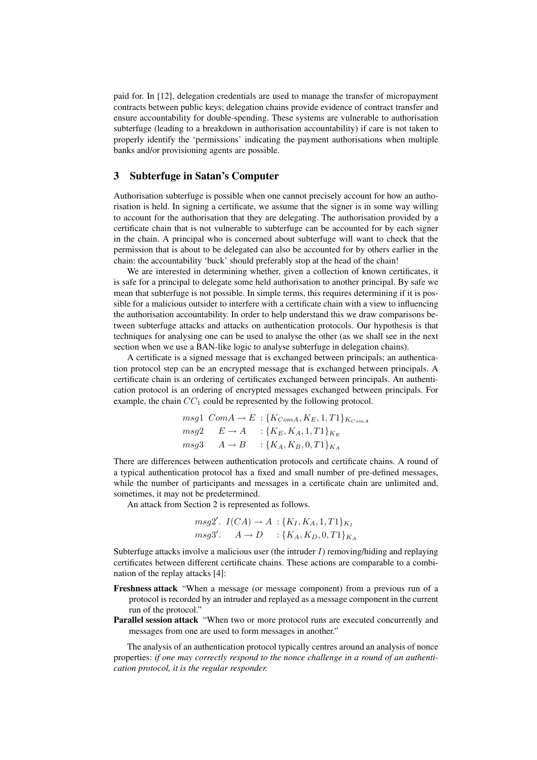paid for. In [12], delegation credentials are used to manage the transfer of micropayment contracts between public keys; delegation chains provide evidence of contract transfer and ensure accountability for double-spending. These systems are vulnerable to authorisation subterfuge (leading to a breakdown in authorisation accountability) if care is not taken to properly identify the 'permissions' indicating the payment authorisations when multiple banks and/or provisioning agents are possible.

## 3 Subterfuge in Satan's Computer

Authorisation subterfuge is possible when one cannot precisely account for how an authorisation is held. In signing a certificate, we assume that the signer is in some way willing to account for the authorisation that they are delegating. The authorisation provided by a certificate chain that is not vulnerable to subterfuge can be accounted for by each signer in the chain. A principal who is concerned about subterfuge will want to check that the permission that is about to be delegated can also be accounted for by others earlier in the chain: the accountability 'buck' should preferably stop at the head of the chain!

We are interested in determining whether, given a collection of known certificates, it is safe for a principal to delegate some held authorisation to another principal. By safe we mean that subterfuge is not possible. In simple terms, this requires determining if it is possible for a malicious outsider to interfere with a certificate chain with a view to influencing the authorisation accountability. In order to help understand this we draw comparisons between subterfuge attacks and attacks on authentication protocols. Our hypothesis is that techniques for analysing one can be used to analyse the other (as we shall see in the next section when we use a BAN-like logic to analyse subterfuge in delegation chains).

A certificate is a signed message that is exchanged between principals; an authentication protocol step can be an encrypted message that is exchanged between principals. A certificate chain is an ordering of certificates exchanged between principals. An authentication protocol is an ordering of encrypted messages exchanged between principals. For example, the chain $CC_1$ could be represented by the following protocol.

$$
\begin{array}{lll}
msg1 & ComA \rightarrow E & : \{K_{ComA}, K_E, 1, T1\}_{K_{ComA}} \\
msg2 & E \rightarrow A & : \{K_E, K_A, 1, T1\}_{K_E} \\
msg3 & A \rightarrow B & : \{K_A, K_B, 0, T1\}_{K_A}
\end{array}
$$

There are differences between authentication protocols and certificate chains. A round of a typical authentication protocol has a fixed and small number of pre-defined messages, while the number of participants and messages in a certificate chain are unlimited and, sometimes, it may not be predetermined.

An attack from Section 2 is represented as follows.

$$
\begin{array}{lll}
msg2'. & I(CA) \rightarrow A & : \{K_I, K_A, 1, T1\}_{K_I} \\
msg3'. & A \rightarrow D & : \{K_A, K_D, 0, T1\}_{K_A}
\end{array}
$$

Subterfuge attacks involve a malicious user (the intruder $I$) removing/hiding and replaying certificates between different certificate chains. These actions are comparable to a combination of the replay attacks [4]:

**Freshness attack** "When a message (or message component) from a previous run of a protocol is recorded by an intruder and replayed as a message component in the current run of the protocol."

**Parallel session attack** "When two or more protocol runs are executed concurrently and messages from one are used to form messages in another."

The analysis of an authentication protocol typically centres around an analysis of nonce properties: *if one may correctly respond to the nonce challenge in a round of an authentication protocol, it is the regular responder.*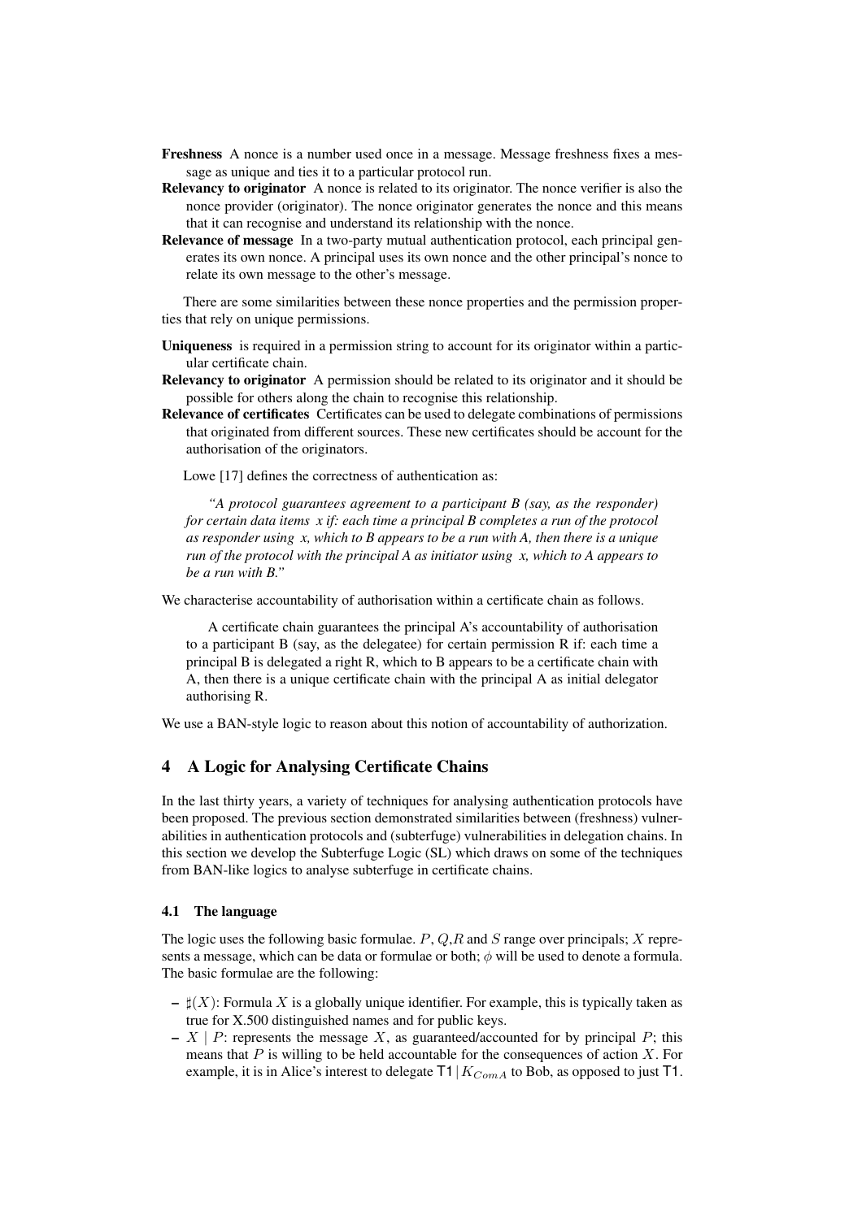**Freshness** A nonce is a number used once in a message. Message freshness fixes a message as unique and ties it to a particular protocol run.

**Relevancy to originator** A nonce is related to its originator. The nonce verifier is also the nonce provider (originator). The nonce originator generates the nonce and this means that it can recognise and understand its relationship with the nonce.

**Relevance of message** In a two-party mutual authentication protocol, each principal generates its own nonce. A principal uses its own nonce and the other principal's nonce to relate its own message to the other's message.

There are some similarities between these nonce properties and the permission properties that rely on unique permissions.

**Uniqueness** is required in a permission string to account for its originator within a particular certificate chain.

**Relevancy to originator** A permission should be related to its originator and it should be possible for others along the chain to recognise this relationship.

**Relevance of certificates** Certificates can be used to delegate combinations of permissions that originated from different sources. These new certificates should be account for the authorisation of the originators.

Lowe [17] defines the correctness of authentication as:

> *"A protocol guarantees agreement to a participant B (say, as the responder) for certain data items x if: each time a principal B completes a run of the protocol as responder using x, which to B appears to be a run with A, then there is a unique run of the protocol with the principal A as initiator using x, which to A appears to be a run with B."*

We characterise accountability of authorisation within a certificate chain as follows.

> A certificate chain guarantees the principal A's accountability of authorisation to a participant B (say, as the delegatee) for certain permission R if: each time a principal B is delegated a right R, which to B appears to be a certificate chain with A, then there is a unique certificate chain with the principal A as initial delegator authorising R.

We use a BAN-style logic to reason about this notion of accountability of authorization.

## 4 A Logic for Analysing Certificate Chains

In the last thirty years, a variety of techniques for analysing authentication protocols have been proposed. The previous section demonstrated similarities between (freshness) vulnerabilities in authentication protocols and (subterfuge) vulnerabilities in delegation chains. In this section we develop the Subterfuge Logic (SL) which draws on some of the techniques from BAN-like logics to analyse subterfuge in certificate chains.

### 4.1 The language

The logic uses the following basic formulae. $P$, $Q$, $R$ and $S$ range over principals; $X$ represents a message, which can be data or formulae or both; $\phi$ will be used to denote a formula. The basic formulae are the following:

- $\sharp(X)$: Formula $X$ is a globally unique identifier. For example, this is typically taken as true for X.500 distinguished names and for public keys.
- $X \mid P$: represents the message $X$, as guaranteed/accounted for by principal $P$; this means that $P$ is willing to be held accountable for the consequences of action $X$. For example, it is in Alice's interest to delegate $\mathsf{T1} \mid K_{ComA}$ to Bob, as opposed to just $\mathsf{T1}$.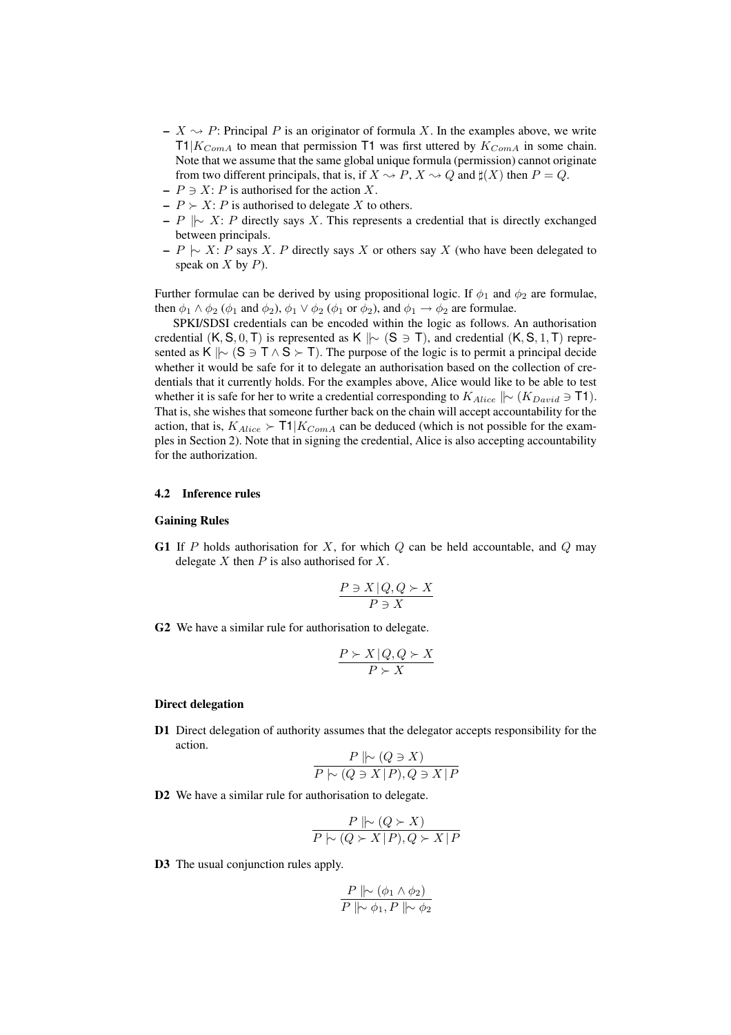- $X \rightsquigarrow P$: Principal $P$ is an originator of formula $X$. In the examples above, we write $\mathsf{T1}|K_{ComA}$ to mean that permission $\mathsf{T1}$ was first uttered by $K_{ComA}$ in some chain. Note that we assume that the same global unique formula (permission) cannot originate from two different principals, that is, if $X \rightsquigarrow P$, $X \rightsquigarrow Q$ and $\sharp(X)$ then $P = Q$.
- $P \ni X$: $P$ is authorised for the action $X$.
- $P \succ X$: $P$ is authorised to delegate $X$ to others.
- $P \Vdash\!\sim X$: $P$ directly says $X$. This represents a credential that is directly exchanged between principals.
- $P \mid\!\sim X$: $P$ says $X$. $P$ directly says $X$ or others say $X$ (who have been delegated to speak on $X$ by $P$).

Further formulae can be derived by using propositional logic. If $\phi_1$ and $\phi_2$ are formulae, then $\phi_1 \wedge \phi_2$ ($\phi_1$ and $\phi_2$), $\phi_1 \vee \phi_2$ ($\phi_1$ or $\phi_2$), and $\phi_1 \rightarrow \phi_2$ are formulae.

SPKI/SDSI credentials can be encoded within the logic as follows. An authorisation credential $(\mathsf{K}, \mathsf{S}, 0, \mathsf{T})$ is represented as $\mathsf{K} \Vdash\!\sim (\mathsf{S} \ni \mathsf{T})$, and credential $(\mathsf{K}, \mathsf{S}, 1, \mathsf{T})$ represented as $\mathsf{K} \Vdash\!\sim (\mathsf{S} \ni \mathsf{T} \wedge \mathsf{S} \succ \mathsf{T})$. The purpose of the logic is to permit a principal decide whether it would be safe for it to delegate an authorisation based on the collection of credentials that it currently holds. For the examples above, Alice would like to be able to test whether it is safe for her to write a credential corresponding to $K_{Alice} \Vdash\!\sim (K_{David} \ni \mathsf{T1})$. That is, she wishes that someone further back on the chain will accept accountability for the action, that is, $K_{Alice} \succ \mathsf{T1}|K_{ComA}$ can be deduced (which is not possible for the examples in Section 2). Note that in signing the credential, Alice is also accepting accountability for the authorization.

### 4.2 Inference rules

**Gaining Rules**

**G1** If $P$ holds authorisation for $X$, for which $Q$ can be held accountable, and $Q$ may delegate $X$ then $P$ is also authorised for $X$.

$$\frac{P \ni X\,|\,Q, Q \succ X}{P \ni X}$$

**G2** We have a similar rule for authorisation to delegate.

$$\frac{P \succ X\,|\,Q, Q \succ X}{P \succ X}$$

**Direct delegation**

**D1** Direct delegation of authority assumes that the delegator accepts responsibility for the action.

$$\frac{P \Vdash\!\sim (Q \ni X)}{P \mid\!\sim (Q \ni X\,|\,P), Q \ni X\,|\,P}$$

**D2** We have a similar rule for authorisation to delegate.

$$\frac{P \Vdash\!\sim (Q \succ X)}{P \mid\!\sim (Q \succ X\,|\,P), Q \succ X\,|\,P}$$

**D3** The usual conjunction rules apply.

$$\frac{P \Vdash\!\sim (\phi_1 \wedge \phi_2)}{P \Vdash\!\sim \phi_1, P \Vdash\!\sim \phi_2}$$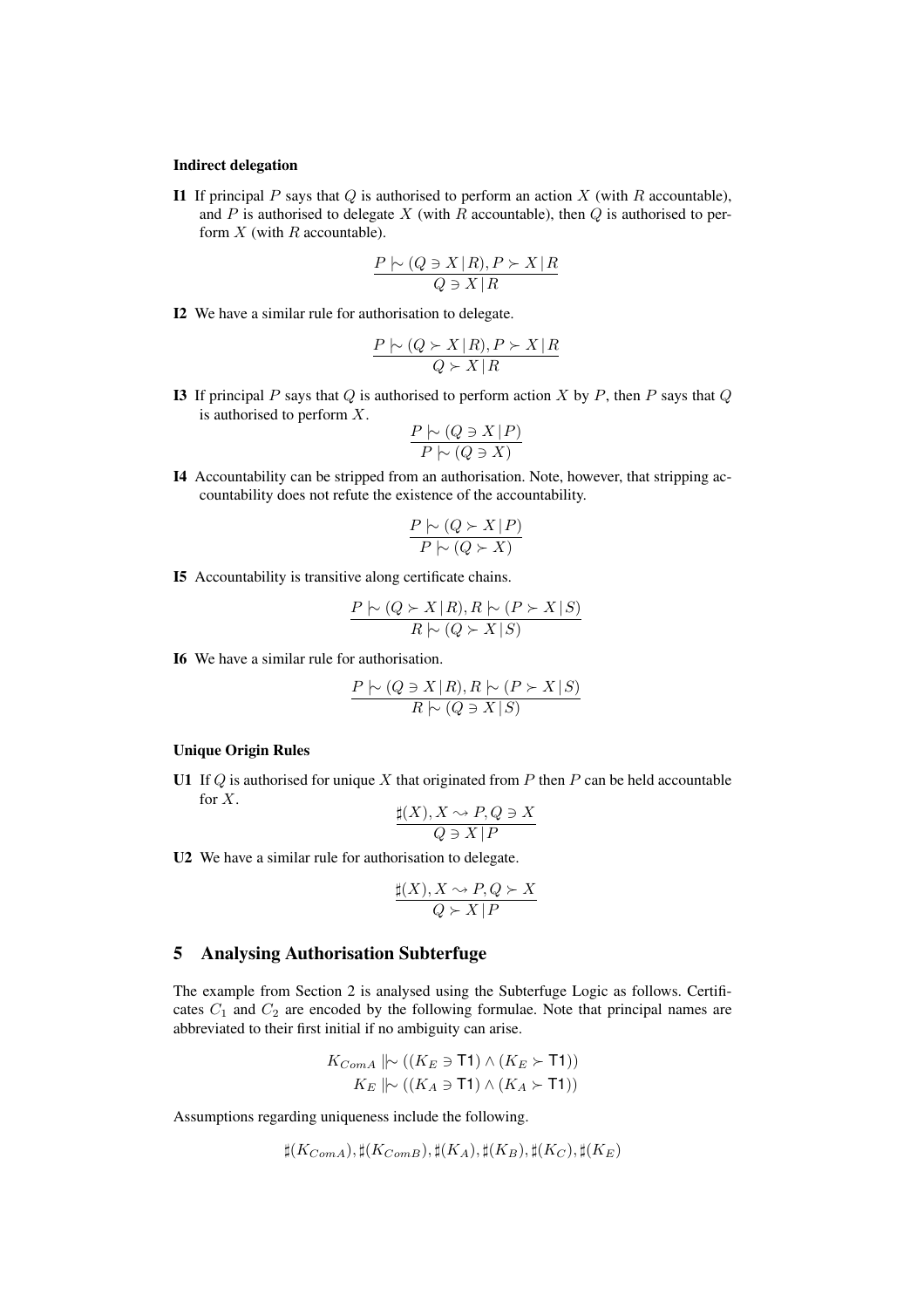#### Indirect delegation

**I1** If principal $P$ says that $Q$ is authorised to perform an action $X$ (with $R$ accountable), and $P$ is authorised to delegate $X$ (with $R$ accountable), then $Q$ is authorised to perform $X$ (with $R$ accountable).

$$\frac{P \mid\!\sim (Q \ni X \,|\, R), P \succ X \,|\, R}{Q \ni X \,|\, R}$$

**I2** We have a similar rule for authorisation to delegate.

$$\frac{P \mid\!\sim (Q \succ X \,|\, R), P \succ X \,|\, R}{Q \succ X \,|\, R}$$

**I3** If principal $P$ says that $Q$ is authorised to perform action $X$ by $P$, then $P$ says that $Q$ is authorised to perform $X$.

$$\frac{P \mid\!\sim (Q \ni X \,|\, P)}{P \mid\!\sim (Q \ni X)}$$

**I4** Accountability can be stripped from an authorisation. Note, however, that stripping accountability does not refute the existence of the accountability.

$$\frac{P \mid\!\sim (Q \succ X \,|\, P)}{P \mid\!\sim (Q \succ X)}$$

**I5** Accountability is transitive along certificate chains.

$$\frac{P \mid\!\sim (Q \succ X \,|\, R), R \mid\!\sim (P \succ X \,|\, S)}{R \mid\!\sim (Q \succ X \,|\, S)}$$

**I6** We have a similar rule for authorisation.

$$\frac{P \mid\!\sim (Q \ni X \,|\, R), R \mid\!\sim (P \succ X \,|\, S)}{R \mid\!\sim (Q \ni X \,|\, S)}$$

#### Unique Origin Rules

**U1** If $Q$ is authorised for unique $X$ that originated from $P$ then $P$ can be held accountable for $X$.

$$\frac{\sharp(X), X \rightsquigarrow P, Q \ni X}{Q \ni X \,|\, P}$$

**U2** We have a similar rule for authorisation to delegate.

$$\frac{\sharp(X), X \rightsquigarrow P, Q \succ X}{Q \succ X \,|\, P}$$

## 5 Analysing Authorisation Subterfuge

The example from Section 2 is analysed using the Subterfuge Logic as follows. Certificates $C_1$ and $C_2$ are encoded by the following formulae. Note that principal names are abbreviated to their first initial if no ambiguity can arise.

$$K_{ComA} \mid\mid\!\sim ((K_E \ni \mathsf{T1}) \wedge (K_E \succ \mathsf{T1}))$$
$$K_E \mid\mid\!\sim ((K_A \ni \mathsf{T1}) \wedge (K_A \succ \mathsf{T1}))$$

Assumptions regarding uniqueness include the following.

$$\sharp(K_{ComA}), \sharp(K_{ComB}), \sharp(K_A), \sharp(K_B), \sharp(K_C), \sharp(K_E)$$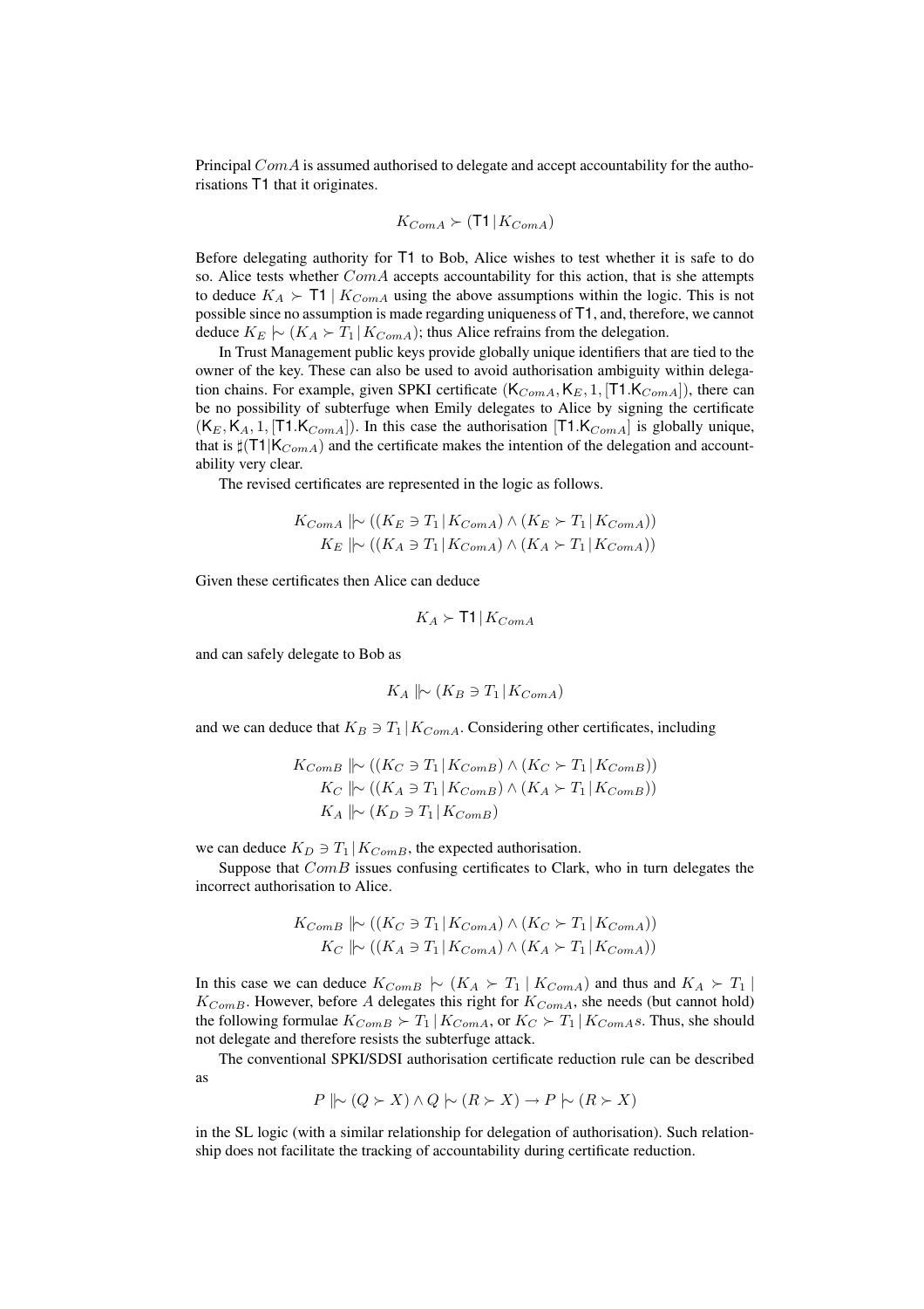Principal $ComA$ is assumed authorised to delegate and accept accountability for the authorisations $\mathsf{T1}$ that it originates.

$$K_{ComA} \succ (\mathsf{T1} \,|\, K_{ComA})$$

Before delegating authority for $\mathsf{T1}$ to Bob, Alice wishes to test whether it is safe to do so. Alice tests whether $ComA$ accepts accountability for this action, that is she attempts to deduce $K_A \succ \mathsf{T1} \mid K_{ComA}$ using the above assumptions within the logic. This is not possible since no assumption is made regarding uniqueness of $\mathsf{T1}$, and, therefore, we cannot deduce $K_E \mid\!\sim (K_A \succ T_1 \,|\, K_{ComA})$; thus Alice refrains from the delegation.

In Trust Management public keys provide globally unique identifiers that are tied to the owner of the key. These can also be used to avoid authorisation ambiguity within delegation chains. For example, given SPKI certificate $(\mathsf{K}_{ComA}, \mathsf{K}_E, 1, [\mathsf{T1}.\mathsf{K}_{ComA}])$, there can be no possibility of subterfuge when Emily delegates to Alice by signing the certificate $(\mathsf{K}_E, \mathsf{K}_A, 1, [\mathsf{T1}.\mathsf{K}_{ComA}])$. In this case the authorisation $[\mathsf{T1}.\mathsf{K}_{ComA}]$ is globally unique, that is $\sharp(\mathsf{T1}|\mathsf{K}_{ComA})$ and the certificate makes the intention of the delegation and accountability very clear.

The revised certificates are represented in the logic as follows.

$$K_{ComA} \mid\!\mid\!\sim ((K_E \ni T_1 \,|\, K_{ComA}) \wedge (K_E \succ T_1 \,|\, K_{ComA}))$$
$$K_E \mid\!\mid\!\sim ((K_A \ni T_1 \,|\, K_{ComA}) \wedge (K_A \succ T_1 \,|\, K_{ComA}))$$

Given these certificates then Alice can deduce

$$K_A \succ \mathsf{T1} \,|\, K_{ComA}$$

and can safely delegate to Bob as

$$K_A \mid\!\mid\!\sim (K_B \ni T_1 \,|\, K_{ComA})$$

and we can deduce that $K_B \ni T_1 \,|\, K_{ComA}$. Considering other certificates, including

$$K_{ComB} \mid\!\mid\!\sim ((K_C \ni T_1 \,|\, K_{ComB}) \wedge (K_C \succ T_1 \,|\, K_{ComB}))$$
$$K_C \mid\!\mid\!\sim ((K_A \ni T_1 \,|\, K_{ComB}) \wedge (K_A \succ T_1 \,|\, K_{ComB}))$$
$$K_A \mid\!\mid\!\sim (K_D \ni T_1 \,|\, K_{ComB})$$

we can deduce $K_D \ni T_1 \,|\, K_{ComB}$, the expected authorisation.

Suppose that $ComB$ issues confusing certificates to Clark, who in turn delegates the incorrect authorisation to Alice.

$$K_{ComB} \mid\!\mid\!\sim ((K_C \ni T_1 \,|\, K_{ComA}) \wedge (K_C \succ T_1 \,|\, K_{ComA}))$$
$$K_C \mid\!\mid\!\sim ((K_A \ni T_1 \,|\, K_{ComA}) \wedge (K_A \succ T_1 \,|\, K_{ComA}))$$

In this case we can deduce $K_{ComB} \mid\!\sim (K_A \succ T_1 \mid K_{ComA})$ and thus and $K_A \succ T_1 \mid K_{ComB}$. However, before $A$ delegates this right for $K_{ComA}$, she needs (but cannot hold) the following formulae $K_{ComB} \succ T_1 \,|\, K_{ComA}$, or $K_C \succ T_1 \,|\, K_{ComA}s$. Thus, she should not delegate and therefore resists the subterfuge attack.

The conventional SPKI/SDSI authorisation certificate reduction rule can be described as

$$P \mid\!\mid\!\sim (Q \succ X) \wedge Q \mid\!\sim (R \succ X) \rightarrow P \mid\!\sim (R \succ X)$$

in the SL logic (with a similar relationship for delegation of authorisation). Such relationship does not facilitate the tracking of accountability during certificate reduction.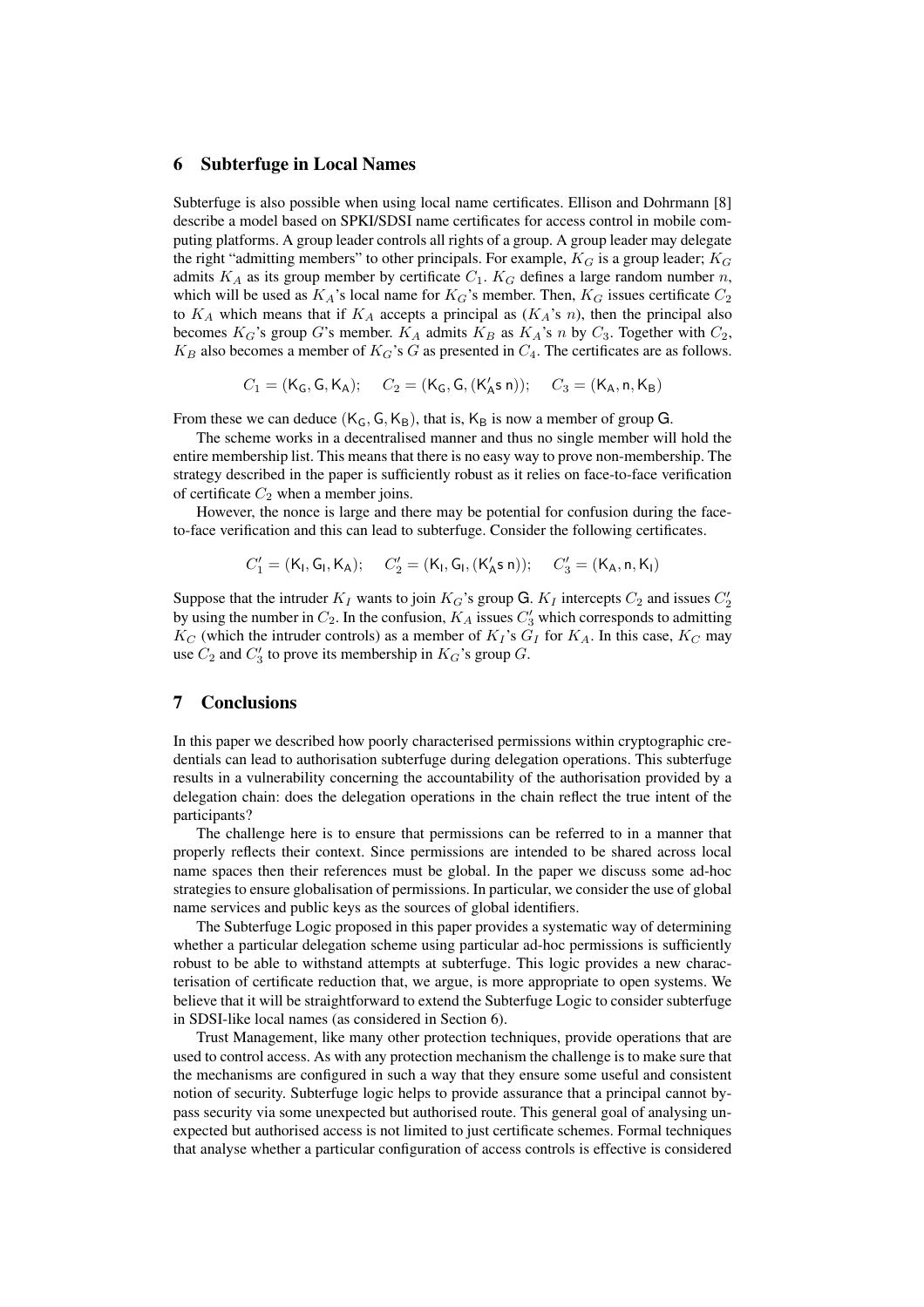## 6 Subterfuge in Local Names

Subterfuge is also possible when using local name certificates. Ellison and Dohrmann [8] describe a model based on SPKI/SDSI name certificates for access control in mobile computing platforms. A group leader controls all rights of a group. A group leader may delegate the right "admitting members" to other principals. For example, $K_G$ is a group leader; $K_G$ admits $K_A$ as its group member by certificate $C_1$. $K_G$ defines a large random number $n$, which will be used as $K_A$'s local name for $K_G$'s member. Then, $K_G$ issues certificate $C_2$ to $K_A$ which means that if $K_A$ accepts a principal as ($K_A$'s $n$), then the principal also becomes $K_G$'s group $G$'s member. $K_A$ admits $K_B$ as $K_A$'s $n$ by $C_3$. Together with $C_2$, $K_B$ also becomes a member of $K_G$'s $G$ as presented in $C_4$. The certificates are as follows.

$$C_1 = (\mathsf{K_G}, \mathsf{G}, \mathsf{K_A}); \quad C_2 = (\mathsf{K_G}, \mathsf{G}, (\mathsf{K'_A} \mathsf{s}\ \mathsf{n})); \quad C_3 = (\mathsf{K_A}, \mathsf{n}, \mathsf{K_B})$$

From these we can deduce $(\mathsf{K_G}, \mathsf{G}, \mathsf{K_B})$, that is, $\mathsf{K_B}$ is now a member of group $\mathsf{G}$.

The scheme works in a decentralised manner and thus no single member will hold the entire membership list. This means that there is no easy way to prove non-membership. The strategy described in the paper is sufficiently robust as it relies on face-to-face verification of certificate $C_2$ when a member joins.

However, the nonce is large and there may be potential for confusion during the face-to-face verification and this can lead to subterfuge. Consider the following certificates.

$$C'_1 = (\mathsf{K_I}, \mathsf{G_I}, \mathsf{K_A}); \quad C'_2 = (\mathsf{K_I}, \mathsf{G_I}, (\mathsf{K'_A} \mathsf{s}\ \mathsf{n})); \quad C'_3 = (\mathsf{K_A}, \mathsf{n}, \mathsf{K_I})$$

Suppose that the intruder $K_I$ wants to join $K_G$'s group $\mathsf{G}$. $K_I$ intercepts $C_2$ and issues $C'_2$ by using the number in $C_2$. In the confusion, $K_A$ issues $C'_3$ which corresponds to admitting $K_C$ (which the intruder controls) as a member of $K_I$'s $G_I$ for $K_A$. In this case, $K_C$ may use $C_2$ and $C'_3$ to prove its membership in $K_G$'s group $G$.

## 7 Conclusions

In this paper we described how poorly characterised permissions within cryptographic credentials can lead to authorisation subterfuge during delegation operations. This subterfuge results in a vulnerability concerning the accountability of the authorisation provided by a delegation chain: does the delegation operations in the chain reflect the true intent of the participants?

The challenge here is to ensure that permissions can be referred to in a manner that properly reflects their context. Since permissions are intended to be shared across local name spaces then their references must be global. In the paper we discuss some ad-hoc strategies to ensure globalisation of permissions. In particular, we consider the use of global name services and public keys as the sources of global identifiers.

The Subterfuge Logic proposed in this paper provides a systematic way of determining whether a particular delegation scheme using particular ad-hoc permissions is sufficiently robust to be able to withstand attempts at subterfuge. This logic provides a new characterisation of certificate reduction that, we argue, is more appropriate to open systems. We believe that it will be straightforward to extend the Subterfuge Logic to consider subterfuge in SDSI-like local names (as considered in Section 6).

Trust Management, like many other protection techniques, provide operations that are used to control access. As with any protection mechanism the challenge is to make sure that the mechanisms are configured in such a way that they ensure some useful and consistent notion of security. Subterfuge logic helps to provide assurance that a principal cannot bypass security via some unexpected but authorised route. This general goal of analysing unexpected but authorised access is not limited to just certificate schemes. Formal techniques that analyse whether a particular configuration of access controls is effective is considered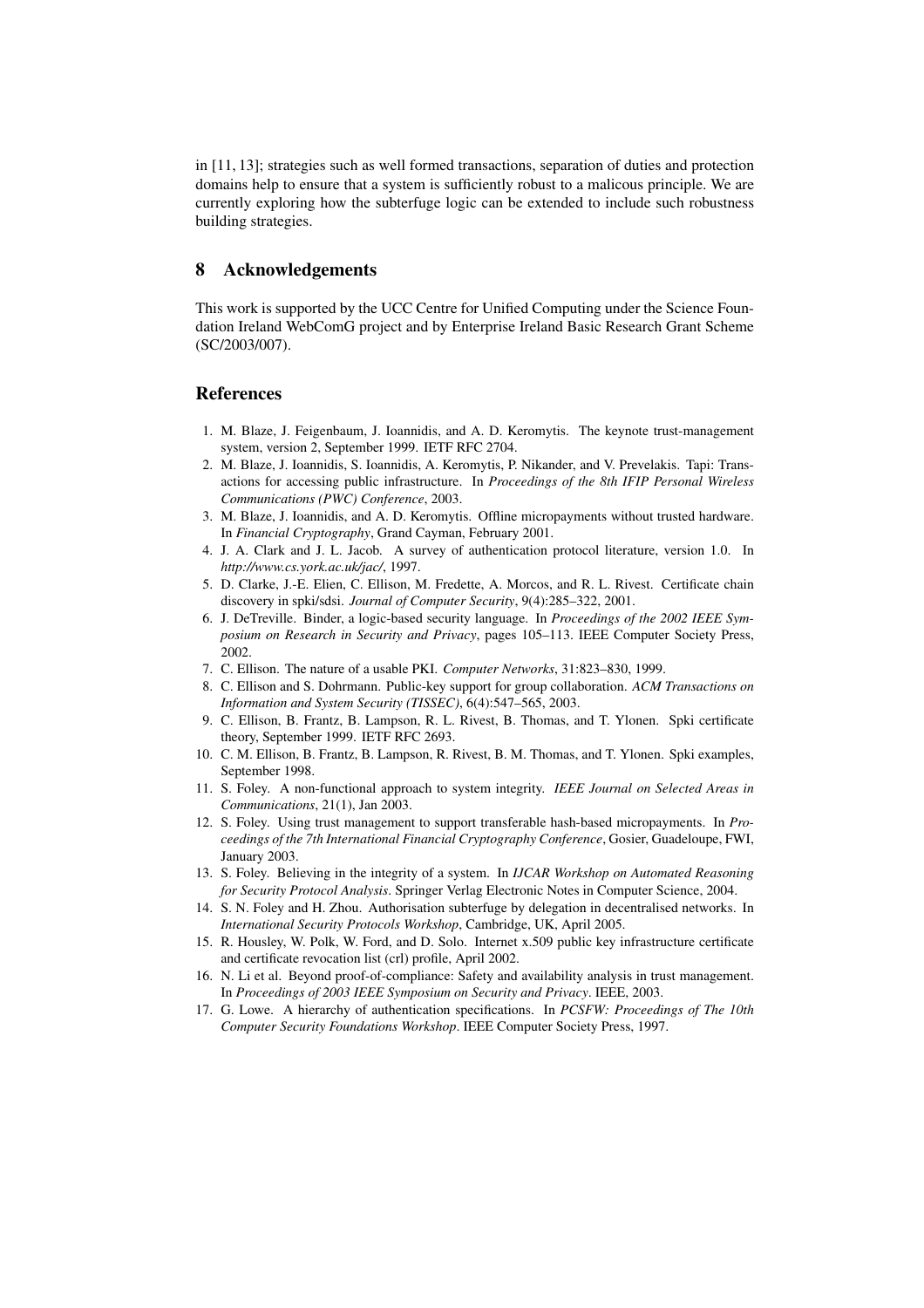in [11, 13]; strategies such as well formed transactions, separation of duties and protection domains help to ensure that a system is sufficiently robust to a malicous principle. We are currently exploring how the subterfuge logic can be extended to include such robustness building strategies.

## 8 Acknowledgements

This work is supported by the UCC Centre for Unified Computing under the Science Foundation Ireland WebComG project and by Enterprise Ireland Basic Research Grant Scheme (SC/2003/007).

## References

1. M. Blaze, J. Feigenbaum, J. Ioannidis, and A. D. Keromytis. The keynote trust-management system, version 2, September 1999. IETF RFC 2704.
2. M. Blaze, J. Ioannidis, S. Ioannidis, A. Keromytis, P. Nikander, and V. Prevelakis. Tapi: Transactions for accessing public infrastructure. In *Proceedings of the 8th IFIP Personal Wireless Communications (PWC) Conference*, 2003.
3. M. Blaze, J. Ioannidis, and A. D. Keromytis. Offline micropayments without trusted hardware. In *Financial Cryptography*, Grand Cayman, February 2001.
4. J. A. Clark and J. L. Jacob. A survey of authentication protocol literature, version 1.0. In *http://www.cs.york.ac.uk/jac/*, 1997.
5. D. Clarke, J.-E. Elien, C. Ellison, M. Fredette, A. Morcos, and R. L. Rivest. Certificate chain discovery in spki/sdsi. *Journal of Computer Security*, 9(4):285–322, 2001.
6. J. DeTreville. Binder, a logic-based security language. In *Proceedings of the 2002 IEEE Symposium on Research in Security and Privacy*, pages 105–113. IEEE Computer Society Press, 2002.
7. C. Ellison. The nature of a usable PKI. *Computer Networks*, 31:823–830, 1999.
8. C. Ellison and S. Dohrmann. Public-key support for group collaboration. *ACM Transactions on Information and System Security (TISSEC)*, 6(4):547–565, 2003.
9. C. Ellison, B. Frantz, B. Lampson, R. L. Rivest, B. Thomas, and T. Ylonen. Spki certificate theory, September 1999. IETF RFC 2693.
10. C. M. Ellison, B. Frantz, B. Lampson, R. Rivest, B. M. Thomas, and T. Ylonen. Spki examples, September 1998.
11. S. Foley. A non-functional approach to system integrity. *IEEE Journal on Selected Areas in Communications*, 21(1), Jan 2003.
12. S. Foley. Using trust management to support transferable hash-based micropayments. In *Proceedings of the 7th International Financial Cryptography Conference*, Gosier, Guadeloupe, FWI, January 2003.
13. S. Foley. Believing in the integrity of a system. In *IJCAR Workshop on Automated Reasoning for Security Protocol Analysis*. Springer Verlag Electronic Notes in Computer Science, 2004.
14. S. N. Foley and H. Zhou. Authorisation subterfuge by delegation in decentralised networks. In *International Security Protocols Workshop*, Cambridge, UK, April 2005.
15. R. Housley, W. Polk, W. Ford, and D. Solo. Internet x.509 public key infrastructure certificate and certificate revocation list (crl) profile, April 2002.
16. N. Li et al. Beyond proof-of-compliance: Safety and availability analysis in trust management. In *Proceedings of 2003 IEEE Symposium on Security and Privacy*. IEEE, 2003.
17. G. Lowe. A hierarchy of authentication specifications. In *PCSFW: Proceedings of The 10th Computer Security Foundations Workshop*. IEEE Computer Society Press, 1997.